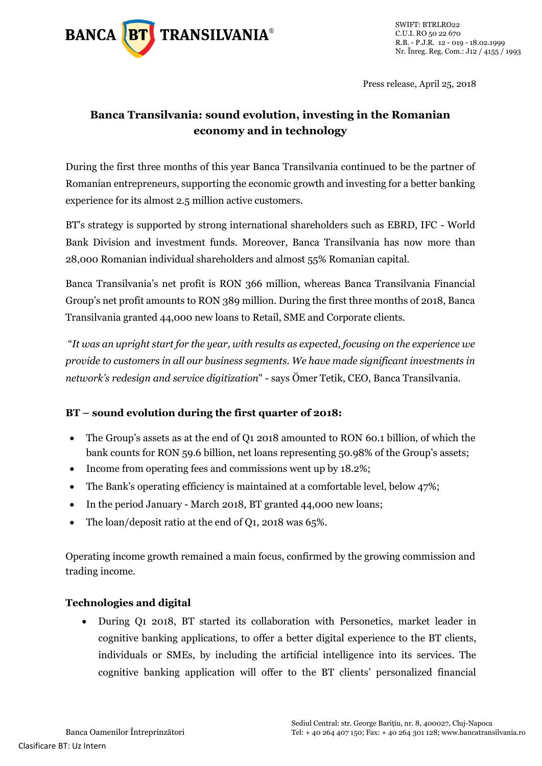BANCA BT TRANSILVANIA®

SWIFT: BTRLRO22
C.U.I. RO 50 22 670
R.B. - P.J.R. 12 - 019 - 18.02.1999
Nr. Înreg. Reg. Com.: J12 / 4155 / 1993

Press release, April 25, 2018

# Banca Transilvania: sound evolution, investing in the Romanian economy and in technology

During the first three months of this year Banca Transilvania continued to be the partner of Romanian entrepreneurs, supporting the economic growth and investing for a better banking experience for its almost 2.5 million active customers.

BT's strategy is supported by strong international shareholders such as EBRD, IFC - World Bank Division and investment funds. Moreover, Banca Transilvania has now more than 28,000 Romanian individual shareholders and almost 55% Romanian capital.

Banca Transilvania's net profit is RON 366 million, whereas Banca Transilvania Financial Group's net profit amounts to RON 389 million. During the first three months of 2018, Banca Transilvania granted 44,000 new loans to Retail, SME and Corporate clients.

"*It was an upright start for the year, with results as expected, focusing on the experience we provide to customers in all our business segments. We have made significant investments in network's redesign and service digitization*" - says Ömer Tetik, CEO, Banca Transilvania.

## BT – sound evolution during the first quarter of 2018:

- The Group's assets as at the end of Q1 2018 amounted to RON 60.1 billion, of which the bank counts for RON 59.6 billion, net loans representing 50.98% of the Group's assets;
- Income from operating fees and commissions went up by 18.2%;
- The Bank's operating efficiency is maintained at a comfortable level, below 47%;
- In the period January - March 2018, BT granted 44,000 new loans;
- The loan/deposit ratio at the end of Q1, 2018 was 65%.

Operating income growth remained a main focus, confirmed by the growing commission and trading income.

## Technologies and digital

- During Q1 2018, BT started its collaboration with Personetics, market leader in cognitive banking applications, to offer a better digital experience to the BT clients, individuals or SMEs, by including the artificial intelligence into its services. The cognitive banking application will offer to the BT clients' personalized financial

Banca Oamenilor Întreprinzători

Sediul Central: str. George Barițiu, nr. 8, 400027, Cluj-Napoca
Tel: + 40 264 407 150; Fax: + 40 264 301 128; www.bancatransilvania.ro

Clasificare BT: Uz Intern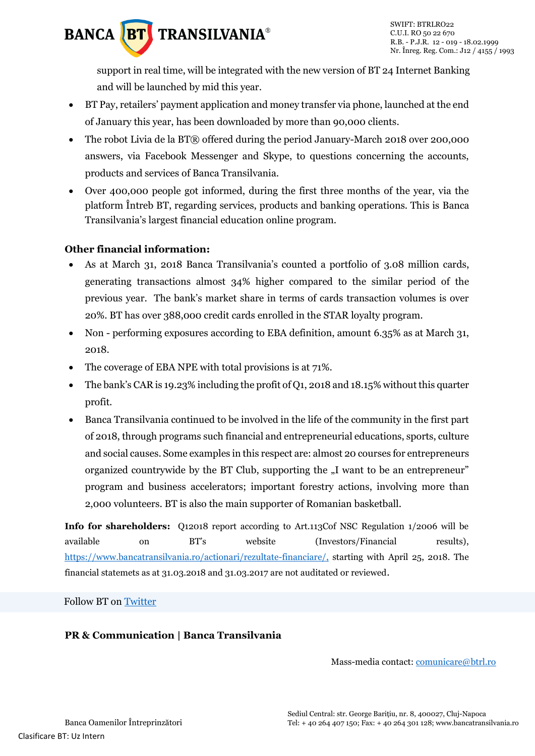support in real time, will be integrated with the new version of BT 24 Internet Banking and will be launched by mid this year.

- BT Pay, retailers' payment application and money transfer via phone, launched at the end of January this year, has been downloaded by more than 90,000 clients.
- The robot Livia de la BT® offered during the period January-March 2018 over 200,000 answers, via Facebook Messenger and Skype, to questions concerning the accounts, products and services of Banca Transilvania.
- Over 400,000 people got informed, during the first three months of the year, via the platform Întreb BT, regarding services, products and banking operations. This is Banca Transilvania's largest financial education online program.

**Other financial information:**

- As at March 31, 2018 Banca Transilvania's counted a portfolio of 3.08 million cards, generating transactions almost 34% higher compared to the similar period of the previous year. The bank's market share in terms of cards transaction volumes is over 20%. BT has over 388,000 credit cards enrolled in the STAR loyalty program.
- Non - performing exposures according to EBA definition, amount 6.35% as at March 31, 2018.
- The coverage of EBA NPE with total provisions is at 71%.
- The bank's CAR is 19.23% including the profit of Q1, 2018 and 18.15% without this quarter profit.
- Banca Transilvania continued to be involved in the life of the community in the first part of 2018, through programs such financial and entrepreneurial educations, sports, culture and social causes. Some examples in this respect are: almost 20 courses for entrepreneurs organized countrywide by the BT Club, supporting the „I want to be an entrepreneur" program and business accelerators; important forestry actions, involving more than 2,000 volunteers. BT is also the main supporter of Romanian basketball.

**Info for shareholders:** Q12018 report according to Art.113Cof NSC Regulation 1/2006 will be available on BT's website (Investors/Financial results), https://www.bancatransilvania.ro/actionari/rezultate-financiare/, starting with April 25, 2018. The financial statemets as at 31.03.2018 and 31.03.2017 are not auditated or reviewed.

Follow BT on Twitter

**PR & Communication | Banca Transilvania**

Mass-media contact: comunicare@btrl.ro